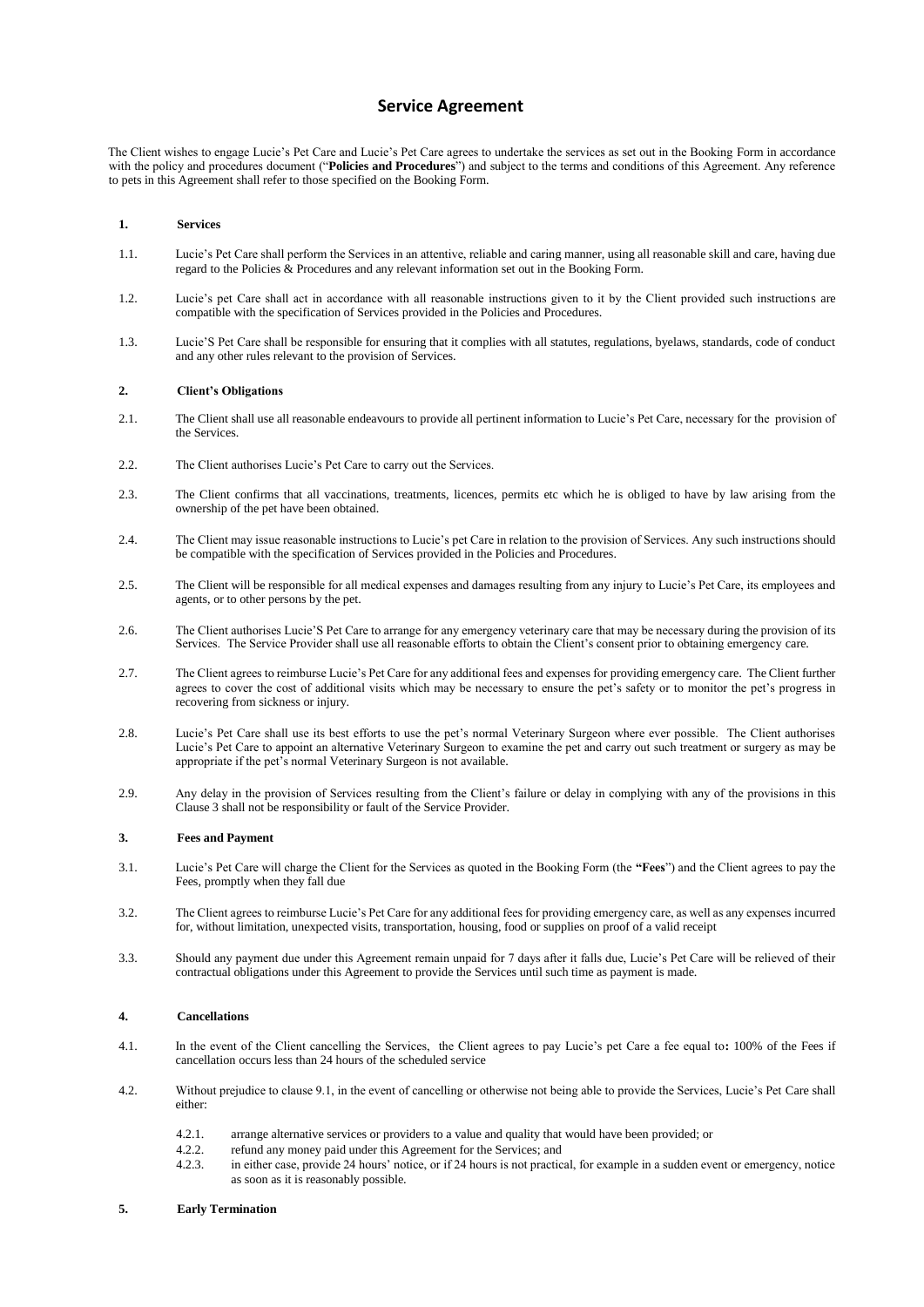# Service Agreement

The Client wishes to engage Lucie's Pet Care and Lucie's Pet Care agrees to undertake the services as set out in the Booking Form in accordance with the policy and procedures document ("**Policies and Procedures**") and subject to the terms and conditions of this Agreement. Any reference to pets in this Agreement shall refer to those specified on the Booking Form.

## 1. Services

1.1. Lucie's Pet Care shall perform the Services in an attentive, reliable and caring manner, using all reasonable skill and care, having due regard to the Policies & Procedures and any relevant information set out in the Booking Form.

1.2. Lucie's pet Care shall act in accordance with all reasonable instructions given to it by the Client provided such instructions are compatible with the specification of Services provided in the Policies and Procedures.

1.3. Lucie'S Pet Care shall be responsible for ensuring that it complies with all statutes, regulations, byelaws, standards, code of conduct and any other rules relevant to the provision of Services.

## 2. Client's Obligations

2.1. The Client shall use all reasonable endeavours to provide all pertinent information to Lucie's Pet Care, necessary for the provision of the Services.

2.2. The Client authorises Lucie's Pet Care to carry out the Services.

2.3. The Client confirms that all vaccinations, treatments, licences, permits etc which he is obliged to have by law arising from the ownership of the pet have been obtained.

2.4. The Client may issue reasonable instructions to Lucie's pet Care in relation to the provision of Services. Any such instructions should be compatible with the specification of Services provided in the Policies and Procedures.

2.5. The Client will be responsible for all medical expenses and damages resulting from any injury to Lucie's Pet Care, its employees and agents, or to other persons by the pet.

2.6. The Client authorises Lucie'S Pet Care to arrange for any emergency veterinary care that may be necessary during the provision of its Services. The Service Provider shall use all reasonable efforts to obtain the Client's consent prior to obtaining emergency care.

2.7. The Client agrees to reimburse Lucie's Pet Care for any additional fees and expenses for providing emergency care. The Client further agrees to cover the cost of additional visits which may be necessary to ensure the pet's safety or to monitor the pet's progress in recovering from sickness or injury.

2.8. Lucie's Pet Care shall use its best efforts to use the pet's normal Veterinary Surgeon where ever possible. The Client authorises Lucie's Pet Care to appoint an alternative Veterinary Surgeon to examine the pet and carry out such treatment or surgery as may be appropriate if the pet's normal Veterinary Surgeon is not available.

2.9. Any delay in the provision of Services resulting from the Client's failure or delay in complying with any of the provisions in this Clause 3 shall not be responsibility or fault of the Service Provider.

## 3. Fees and Payment

3.1. Lucie's Pet Care will charge the Client for the Services as quoted in the Booking Form (the **"Fees**") and the Client agrees to pay the Fees, promptly when they fall due

3.2. The Client agrees to reimburse Lucie's Pet Care for any additional fees for providing emergency care, as well as any expenses incurred for, without limitation, unexpected visits, transportation, housing, food or supplies on proof of a valid receipt

3.3. Should any payment due under this Agreement remain unpaid for 7 days after it falls due, Lucie's Pet Care will be relieved of their contractual obligations under this Agreement to provide the Services until such time as payment is made.

## 4. Cancellations

4.1. In the event of the Client cancelling the Services, the Client agrees to pay Lucie's pet Care a fee equal to**:** 100% of the Fees if cancellation occurs less than 24 hours of the scheduled service

4.2. Without prejudice to clause 9.1, in the event of cancelling or otherwise not being able to provide the Services, Lucie's Pet Care shall either:

- 4.2.1. arrange alternative services or providers to a value and quality that would have been provided; or
- 4.2.2. refund any money paid under this Agreement for the Services; and
- 4.2.3. in either case, provide 24 hours' notice, or if 24 hours is not practical, for example in a sudden event or emergency, notice as soon as it is reasonably possible.

## 5. Early Termination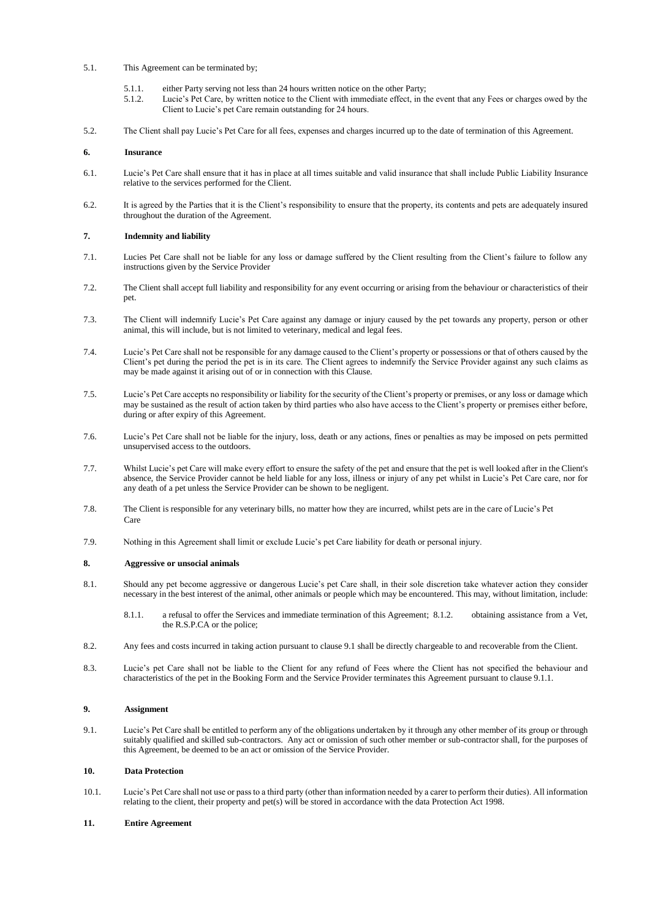5.1. This Agreement can be terminated by;

5.1.1. either Party serving not less than 24 hours written notice on the other Party;

5.1.2. Lucie's Pet Care, by written notice to the Client with immediate effect, in the event that any Fees or charges owed by the Client to Lucie's pet Care remain outstanding for 24 hours.

5.2. The Client shall pay Lucie's Pet Care for all fees, expenses and charges incurred up to the date of termination of this Agreement.

**6. Insurance**

6.1. Lucie's Pet Care shall ensure that it has in place at all times suitable and valid insurance that shall include Public Liability Insurance relative to the services performed for the Client.

6.2. It is agreed by the Parties that it is the Client's responsibility to ensure that the property, its contents and pets are adequately insured throughout the duration of the Agreement.

**7. Indemnity and liability**

7.1. Lucies Pet Care shall not be liable for any loss or damage suffered by the Client resulting from the Client's failure to follow any instructions given by the Service Provider

7.2. The Client shall accept full liability and responsibility for any event occurring or arising from the behaviour or characteristics of their pet.

7.3. The Client will indemnify Lucie's Pet Care against any damage or injury caused by the pet towards any property, person or other animal, this will include, but is not limited to veterinary, medical and legal fees.

7.4. Lucie's Pet Care shall not be responsible for any damage caused to the Client's property or possessions or that of others caused by the Client's pet during the period the pet is in its care. The Client agrees to indemnify the Service Provider against any such claims as may be made against it arising out of or in connection with this Clause.

7.5. Lucie's Pet Care accepts no responsibility or liability for the security of the Client's property or premises, or any loss or damage which may be sustained as the result of action taken by third parties who also have access to the Client's property or premises either before, during or after expiry of this Agreement.

7.6. Lucie's Pet Care shall not be liable for the injury, loss, death or any actions, fines or penalties as may be imposed on pets permitted unsupervised access to the outdoors.

7.7. Whilst Lucie's pet Care will make every effort to ensure the safety of the pet and ensure that the pet is well looked after in the Client's absence, the Service Provider cannot be held liable for any loss, illness or injury of any pet whilst in Lucie's Pet Care care, nor for any death of a pet unless the Service Provider can be shown to be negligent.

7.8. The Client is responsible for any veterinary bills, no matter how they are incurred, whilst pets are in the care of Lucie's Pet Care

7.9. Nothing in this Agreement shall limit or exclude Lucie's pet Care liability for death or personal injury.

**8. Aggressive or unsocial animals**

8.1. Should any pet become aggressive or dangerous Lucie's pet Care shall, in their sole discretion take whatever action they consider necessary in the best interest of the animal, other animals or people which may be encountered. This may, without limitation, include:

8.1.1. a refusal to offer the Services and immediate termination of this Agreement; 8.1.2. obtaining assistance from a Vet, the R.S.P.CA or the police;

8.2. Any fees and costs incurred in taking action pursuant to clause 9.1 shall be directly chargeable to and recoverable from the Client.

8.3. Lucie's pet Care shall not be liable to the Client for any refund of Fees where the Client has not specified the behaviour and characteristics of the pet in the Booking Form and the Service Provider terminates this Agreement pursuant to clause 9.1.1.

**9. Assignment**

9.1. Lucie's Pet Care shall be entitled to perform any of the obligations undertaken by it through any other member of its group or through suitably qualified and skilled sub-contractors. Any act or omission of such other member or sub-contractor shall, for the purposes of this Agreement, be deemed to be an act or omission of the Service Provider.

**10. Data Protection**

10.1. Lucie's Pet Care shall not use or pass to a third party (other than information needed by a carer to perform their duties). All information relating to the client, their property and pet(s) will be stored in accordance with the data Protection Act 1998.

**11. Entire Agreement**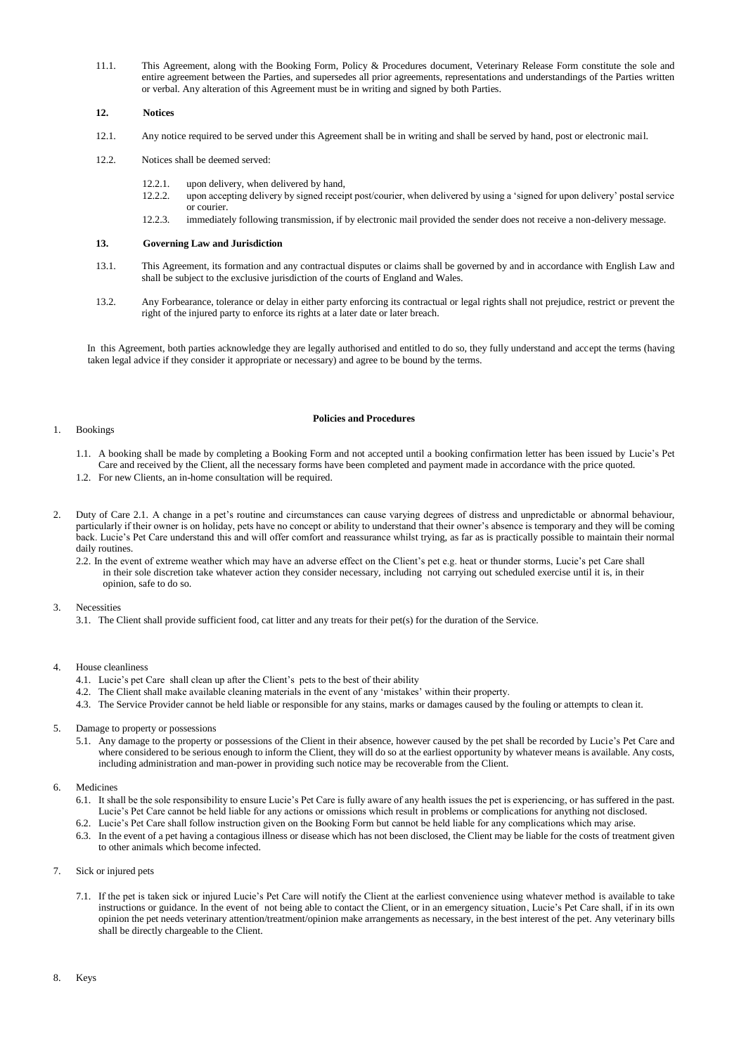11.1. This Agreement, along with the Booking Form, Policy & Procedures document, Veterinary Release Form constitute the sole and entire agreement between the Parties, and supersedes all prior agreements, representations and understandings of the Parties written or verbal. Any alteration of this Agreement must be in writing and signed by both Parties.

**12. Notices**

12.1. Any notice required to be served under this Agreement shall be in writing and shall be served by hand, post or electronic mail.

12.2. Notices shall be deemed served:

12.2.1. upon delivery, when delivered by hand,
12.2.2. upon accepting delivery by signed receipt post/courier, when delivered by using a 'signed for upon delivery' postal service or courier.
12.2.3. immediately following transmission, if by electronic mail provided the sender does not receive a non-delivery message.

**13. Governing Law and Jurisdiction**

13.1. This Agreement, its formation and any contractual disputes or claims shall be governed by and in accordance with English Law and shall be subject to the exclusive jurisdiction of the courts of England and Wales.

13.2. Any Forbearance, tolerance or delay in either party enforcing its contractual or legal rights shall not prejudice, restrict or prevent the right of the injured party to enforce its rights at a later date or later breach.

In this Agreement, both parties acknowledge they are legally authorised and entitled to do so, they fully understand and accept the terms (having taken legal advice if they consider it appropriate or necessary) and agree to be bound by the terms.

**Policies and Procedures**

1. Bookings

1.1. A booking shall be made by completing a Booking Form and not accepted until a booking confirmation letter has been issued by Lucie's Pet Care and received by the Client, all the necessary forms have been completed and payment made in accordance with the price quoted.
1.2. For new Clients, an in-home consultation will be required.

2. Duty of Care 2.1. A change in a pet's routine and circumstances can cause varying degrees of distress and unpredictable or abnormal behaviour, particularly if their owner is on holiday, pets have no concept or ability to understand that their owner's absence is temporary and they will be coming back. Lucie's Pet Care understand this and will offer comfort and reassurance whilst trying, as far as is practically possible to maintain their normal daily routines.

2.2. In the event of extreme weather which may have an adverse effect on the Client's pet e.g. heat or thunder storms, Lucie's pet Care shall in their sole discretion take whatever action they consider necessary, including not carrying out scheduled exercise until it is, in their opinion, safe to do so.

3. Necessities

3.1. The Client shall provide sufficient food, cat litter and any treats for their pet(s) for the duration of the Service.

4. House cleanliness

4.1. Lucie's pet Care shall clean up after the Client's pets to the best of their ability
4.2. The Client shall make available cleaning materials in the event of any 'mistakes' within their property.
4.3. The Service Provider cannot be held liable or responsible for any stains, marks or damages caused by the fouling or attempts to clean it.

5. Damage to property or possessions

5.1. Any damage to the property or possessions of the Client in their absence, however caused by the pet shall be recorded by Lucie's Pet Care and where considered to be serious enough to inform the Client, they will do so at the earliest opportunity by whatever means is available. Any costs, including administration and man-power in providing such notice may be recoverable from the Client.

6. Medicines

6.1. It shall be the sole responsibility to ensure Lucie's Pet Care is fully aware of any health issues the pet is experiencing, or has suffered in the past. Lucie's Pet Care cannot be held liable for any actions or omissions which result in problems or complications for anything not disclosed.
6.2. Lucie's Pet Care shall follow instruction given on the Booking Form but cannot be held liable for any complications which may arise.
6.3. In the event of a pet having a contagious illness or disease which has not been disclosed, the Client may be liable for the costs of treatment given to other animals which become infected.

7. Sick or injured pets

7.1. If the pet is taken sick or injured Lucie's Pet Care will notify the Client at the earliest convenience using whatever method is available to take instructions or guidance. In the event of not being able to contact the Client, or in an emergency situation, Lucie's Pet Care shall, if in its own opinion the pet needs veterinary attention/treatment/opinion make arrangements as necessary, in the best interest of the pet. Any veterinary bills shall be directly chargeable to the Client.

8. Keys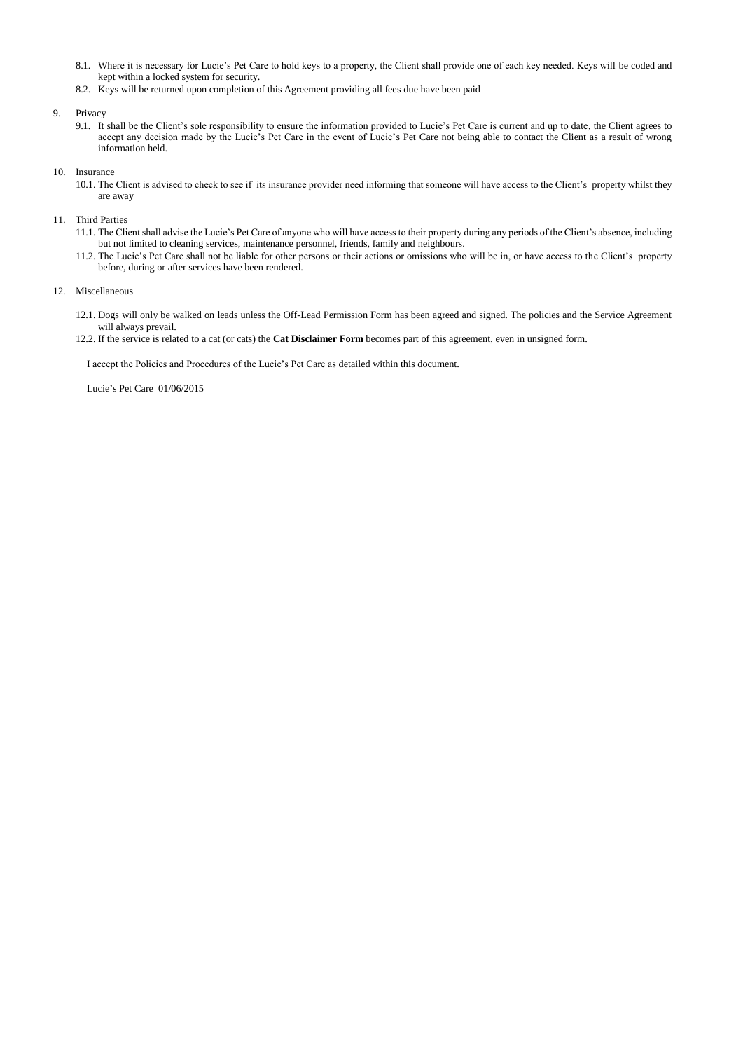8.1. Where it is necessary for Lucie's Pet Care to hold keys to a property, the Client shall provide one of each key needed. Keys will be coded and kept within a locked system for security.

8.2. Keys will be returned upon completion of this Agreement providing all fees due have been paid

9. Privacy

9.1. It shall be the Client's sole responsibility to ensure the information provided to Lucie's Pet Care is current and up to date, the Client agrees to accept any decision made by the Lucie's Pet Care in the event of Lucie's Pet Care not being able to contact the Client as a result of wrong information held.

10. Insurance

10.1. The Client is advised to check to see if its insurance provider need informing that someone will have access to the Client's property whilst they are away

11. Third Parties

11.1. The Client shall advise the Lucie's Pet Care of anyone who will have access to their property during any periods of the Client's absence, including but not limited to cleaning services, maintenance personnel, friends, family and neighbours.

11.2. The Lucie's Pet Care shall not be liable for other persons or their actions or omissions who will be in, or have access to the Client's property before, during or after services have been rendered.

12. Miscellaneous

12.1. Dogs will only be walked on leads unless the Off-Lead Permission Form has been agreed and signed. The policies and the Service Agreement will always prevail.

12.2. If the service is related to a cat (or cats) the **Cat Disclaimer Form** becomes part of this agreement, even in unsigned form.

I accept the Policies and Procedures of the Lucie's Pet Care as detailed within this document.

Lucie's Pet Care 01/06/2015